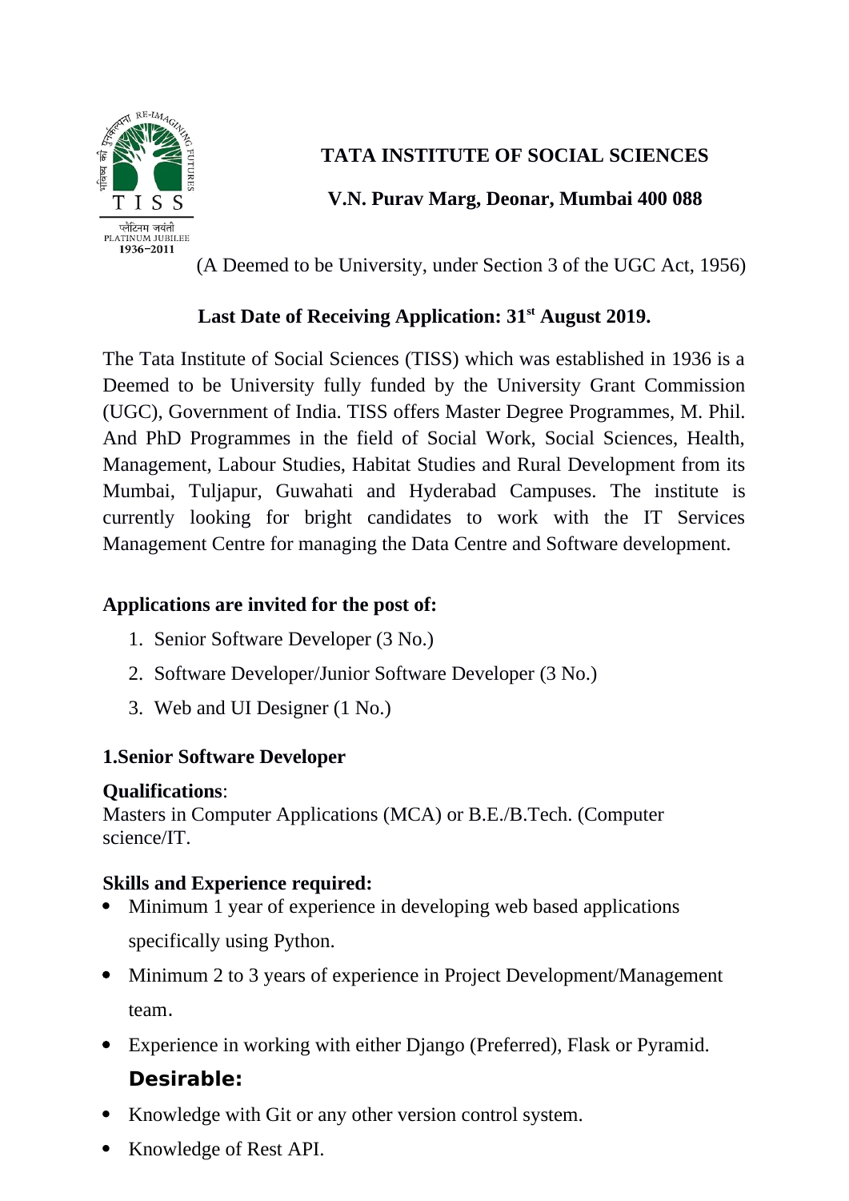# TATA INSTITUTE OF SOCIAL SCIENCES

## V.N. Purav Marg, Deonar, Mumbai 400 088

(A Deemed to be University, under Section 3 of the UGC Act, 1956)

**Last Date of Receiving Application: 31st August 2019.**

The Tata Institute of Social Sciences (TISS) which was established in 1936 is a Deemed to be University fully funded by the University Grant Commission (UGC), Government of India. TISS offers Master Degree Programmes, M. Phil. And PhD Programmes in the field of Social Work, Social Sciences, Health, Management, Labour Studies, Habitat Studies and Rural Development from its Mumbai, Tuljapur, Guwahati and Hyderabad Campuses. The institute is currently looking for bright candidates to work with the IT Services Management Centre for managing the Data Centre and Software development.

**Applications are invited for the post of:**

1. Senior Software Developer (3 No.)
2. Software Developer/Junior Software Developer (3 No.)
3. Web and UI Designer (1 No.)

### 1.Senior Software Developer

**Qualifications**:
Masters in Computer Applications (MCA) or B.E./B.Tech. (Computer science/IT.

**Skills and Experience required:**

- Minimum 1 year of experience in developing web based applications specifically using Python.
- Minimum 2 to 3 years of experience in Project Development/Management team.
- Experience in working with either Django (Preferred), Flask or Pyramid.

**Desirable:**

- Knowledge with Git or any other version control system.
- Knowledge of Rest API.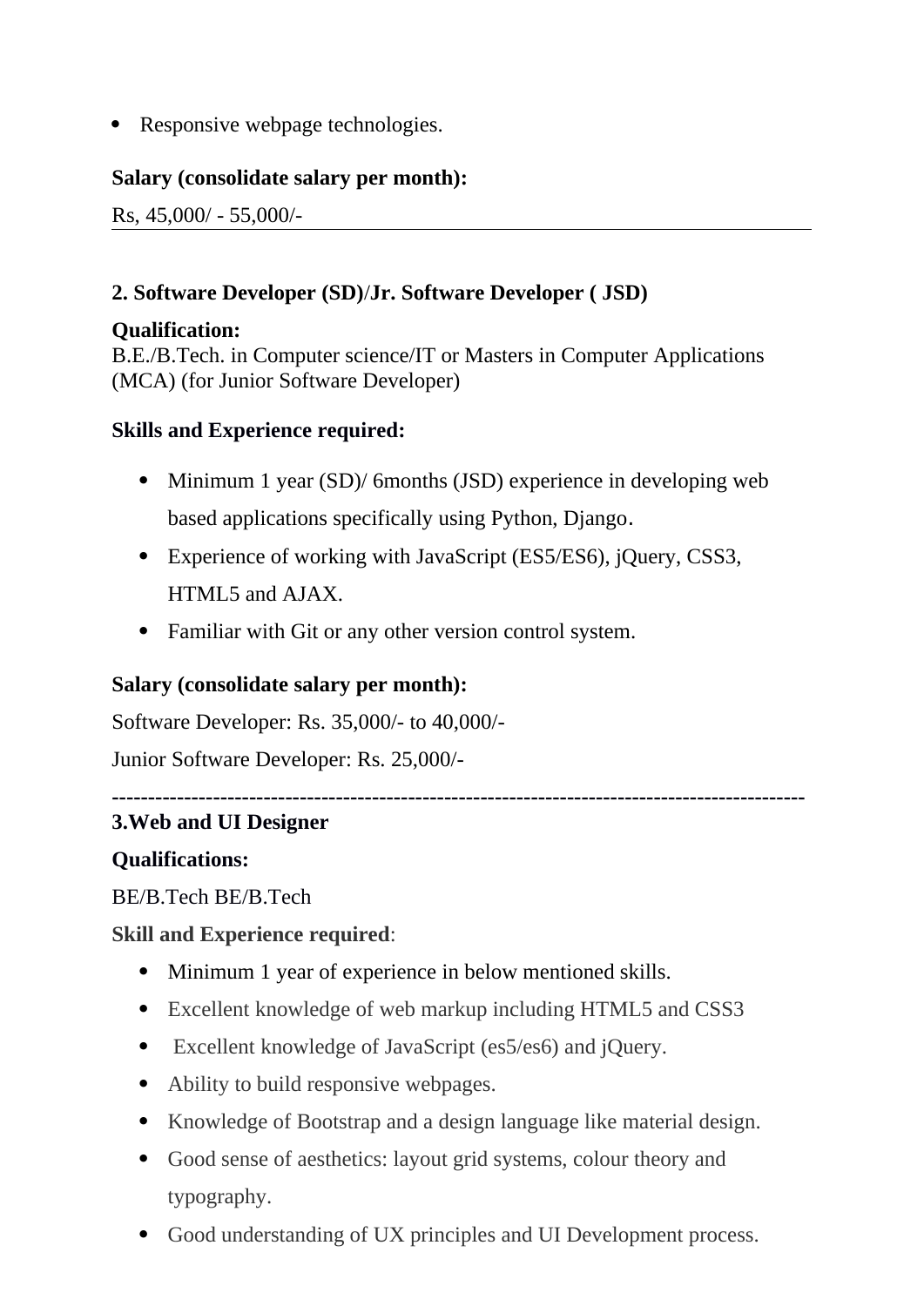- Responsive webpage technologies.

**Salary (consolidate salary per month):**

Rs, 45,000/ - 55,000/-

---

**2. Software Developer (SD)/Jr. Software Developer ( JSD)**

**Qualification:**
B.E./B.Tech. in Computer science/IT or Masters in Computer Applications (MCA) (for Junior Software Developer)

**Skills and Experience required:**

- Minimum 1 year (SD)/ 6months (JSD) experience in developing web based applications specifically using Python, Django.
- Experience of working with JavaScript (ES5/ES6), jQuery, CSS3, HTML5 and AJAX.
- Familiar with Git or any other version control system.

**Salary (consolidate salary per month):**

Software Developer: Rs. 35,000/- to 40,000/-

Junior Software Developer: Rs. 25,000/-

**--------------------------------------------------------------------------------------------**

**3.Web and UI Designer**

**Qualifications:**

BE/B.Tech BE/B.Tech

**Skill and Experience required**:

- Minimum 1 year of experience in below mentioned skills.
- Excellent knowledge of web markup including HTML5 and CSS3
- Excellent knowledge of JavaScript (es5/es6) and jQuery.
- Ability to build responsive webpages.
- Knowledge of Bootstrap and a design language like material design.
- Good sense of aesthetics: layout grid systems, colour theory and typography.
- Good understanding of UX principles and UI Development process.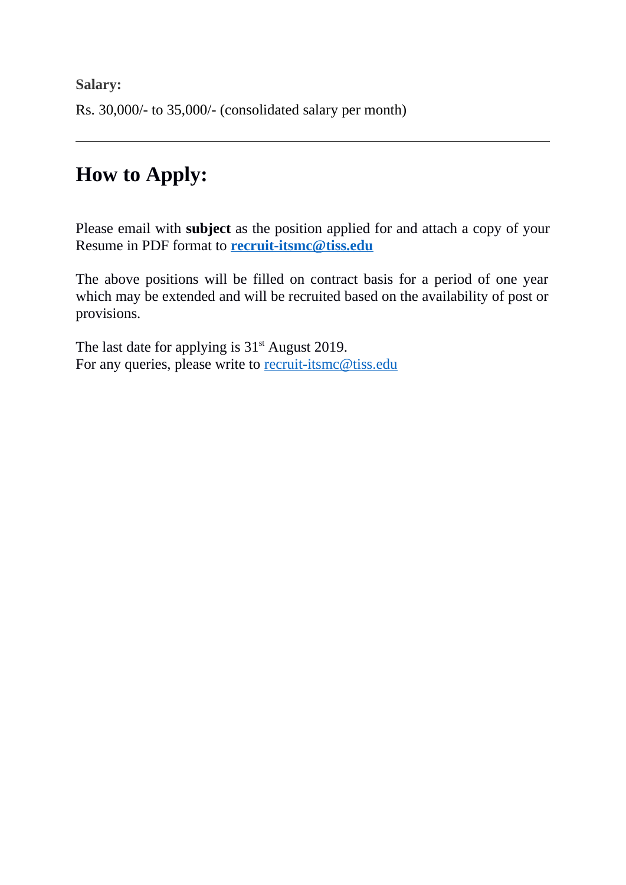**Salary:**

Rs. 30,000/- to 35,000/- (consolidated salary per month)

---

# How to Apply:

Please email with **subject** as the position applied for and attach a copy of your Resume in PDF format to **recruit-itsmc@tiss.edu**

The above positions will be filled on contract basis for a period of one year which may be extended and will be recruited based on the availability of post or provisions.

The last date for applying is 31st August 2019.
For any queries, please write to recruit-itsmc@tiss.edu